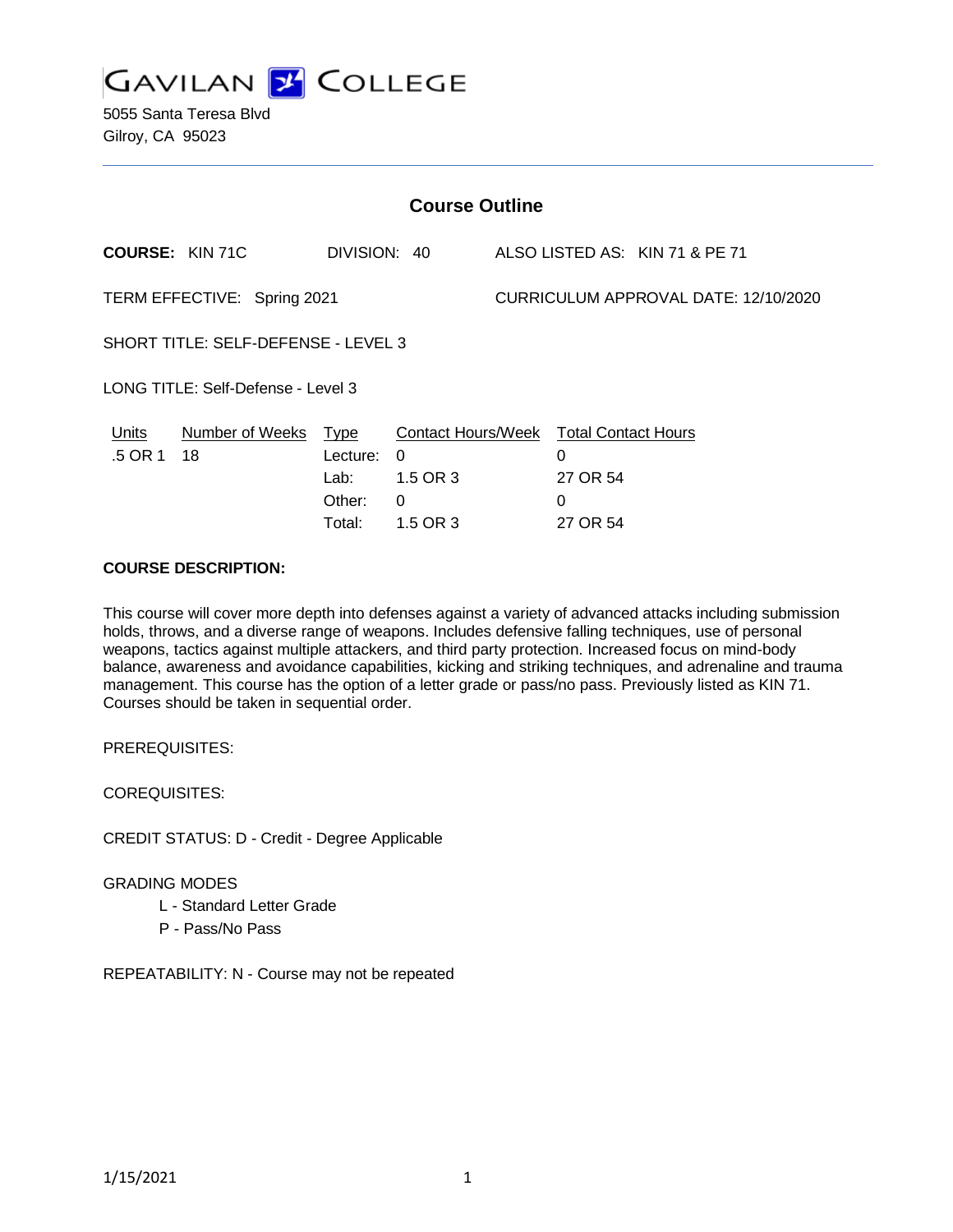# GAVILAN COLLEGE

5055 Santa Teresa Blvd
Gilroy, CA 95023

## Course Outline

**COURSE:** KIN 71C DIVISION: 40 ALSO LISTED AS: KIN 71 & PE 71

TERM EFFECTIVE: Spring 2021 CURRICULUM APPROVAL DATE: 12/10/2020

SHORT TITLE: SELF-DEFENSE - LEVEL 3

LONG TITLE: Self-Defense - Level 3

| Units | Number of Weeks | Type | Contact Hours/Week | Total Contact Hours |
|---|---|---|---|---|
| .5 OR 1 | 18 | Lecture: | 0 | 0 |
| | | Lab: | 1.5 OR 3 | 27 OR 54 |
| | | Other: | 0 | 0 |
| | | Total: | 1.5 OR 3 | 27 OR 54 |

**COURSE DESCRIPTION:**

This course will cover more depth into defenses against a variety of advanced attacks including submission holds, throws, and a diverse range of weapons. Includes defensive falling techniques, use of personal weapons, tactics against multiple attackers, and third party protection. Increased focus on mind-body balance, awareness and avoidance capabilities, kicking and striking techniques, and adrenaline and trauma management. This course has the option of a letter grade or pass/no pass. Previously listed as KIN 71. Courses should be taken in sequential order.

PREREQUISITES:

COREQUISITES:

CREDIT STATUS: D - Credit - Degree Applicable

GRADING MODES

- L - Standard Letter Grade
- P - Pass/No Pass

REPEATABILITY: N - Course may not be repeated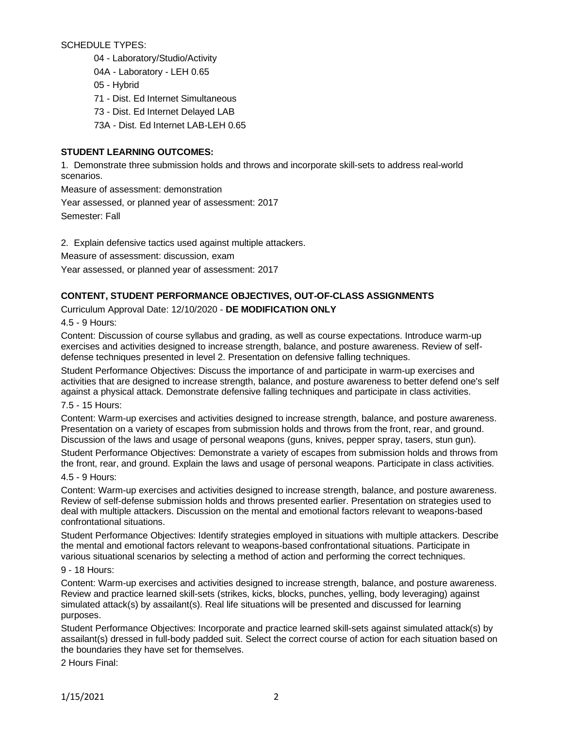SCHEDULE TYPES:

- 04 - Laboratory/Studio/Activity
- 04A - Laboratory - LEH 0.65
- 05 - Hybrid
- 71 - Dist. Ed Internet Simultaneous
- 73 - Dist. Ed Internet Delayed LAB
- 73A - Dist. Ed Internet LAB-LEH 0.65

**STUDENT LEARNING OUTCOMES:**

1. Demonstrate three submission holds and throws and incorporate skill-sets to address real-world scenarios.

Measure of assessment: demonstration

Year assessed, or planned year of assessment: 2017

Semester: Fall

2. Explain defensive tactics used against multiple attackers.

Measure of assessment: discussion, exam

Year assessed, or planned year of assessment: 2017

**CONTENT, STUDENT PERFORMANCE OBJECTIVES, OUT-OF-CLASS ASSIGNMENTS**

Curriculum Approval Date: 12/10/2020 - **DE MODIFICATION ONLY**

4.5 - 9 Hours:

Content: Discussion of course syllabus and grading, as well as course expectations. Introduce warm-up exercises and activities designed to increase strength, balance, and posture awareness. Review of self-defense techniques presented in level 2. Presentation on defensive falling techniques.

Student Performance Objectives: Discuss the importance of and participate in warm-up exercises and activities that are designed to increase strength, balance, and posture awareness to better defend one's self against a physical attack. Demonstrate defensive falling techniques and participate in class activities.

7.5 - 15 Hours:

Content: Warm-up exercises and activities designed to increase strength, balance, and posture awareness. Presentation on a variety of escapes from submission holds and throws from the front, rear, and ground. Discussion of the laws and usage of personal weapons (guns, knives, pepper spray, tasers, stun gun).

Student Performance Objectives: Demonstrate a variety of escapes from submission holds and throws from the front, rear, and ground. Explain the laws and usage of personal weapons. Participate in class activities.

4.5 - 9 Hours:

Content: Warm-up exercises and activities designed to increase strength, balance, and posture awareness. Review of self-defense submission holds and throws presented earlier. Presentation on strategies used to deal with multiple attackers. Discussion on the mental and emotional factors relevant to weapons-based confrontational situations.

Student Performance Objectives: Identify strategies employed in situations with multiple attackers. Describe the mental and emotional factors relevant to weapons-based confrontational situations. Participate in various situational scenarios by selecting a method of action and performing the correct techniques.

9 - 18 Hours:

Content: Warm-up exercises and activities designed to increase strength, balance, and posture awareness. Review and practice learned skill-sets (strikes, kicks, blocks, punches, yelling, body leveraging) against simulated attack(s) by assailant(s). Real life situations will be presented and discussed for learning purposes.

Student Performance Objectives: Incorporate and practice learned skill-sets against simulated attack(s) by assailant(s) dressed in full-body padded suit. Select the correct course of action for each situation based on the boundaries they have set for themselves.

2 Hours Final: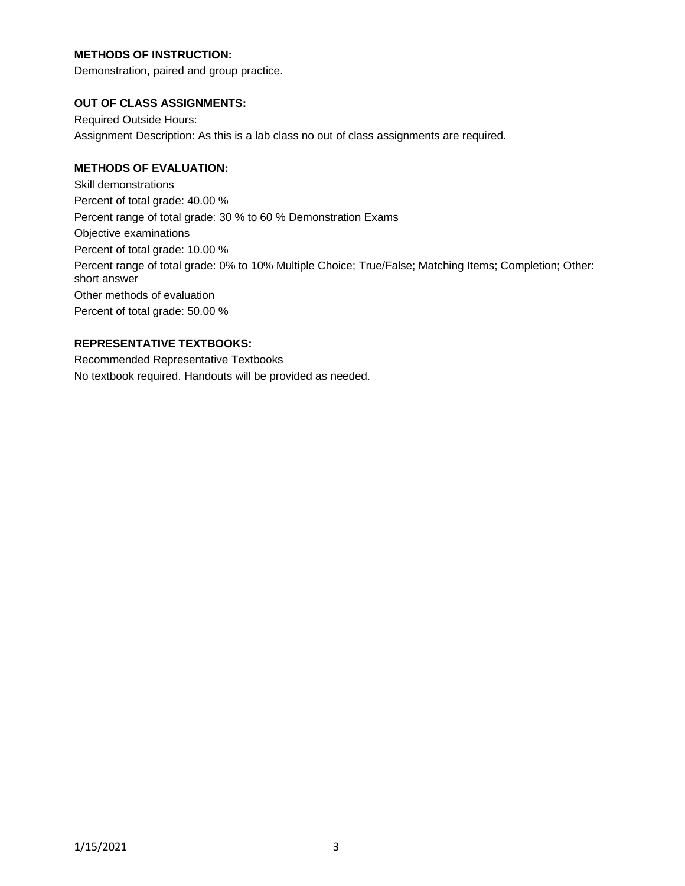**METHODS OF INSTRUCTION:**

Demonstration, paired and group practice.

**OUT OF CLASS ASSIGNMENTS:**

Required Outside Hours:

Assignment Description: As this is a lab class no out of class assignments are required.

**METHODS OF EVALUATION:**

Skill demonstrations

Percent of total grade: 40.00 %

Percent range of total grade: 30 % to 60 % Demonstration Exams

Objective examinations

Percent of total grade: 10.00 %

Percent range of total grade: 0% to 10% Multiple Choice; True/False; Matching Items; Completion; Other: short answer

Other methods of evaluation

Percent of total grade: 50.00 %

**REPRESENTATIVE TEXTBOOKS:**

Recommended Representative Textbooks

No textbook required. Handouts will be provided as needed.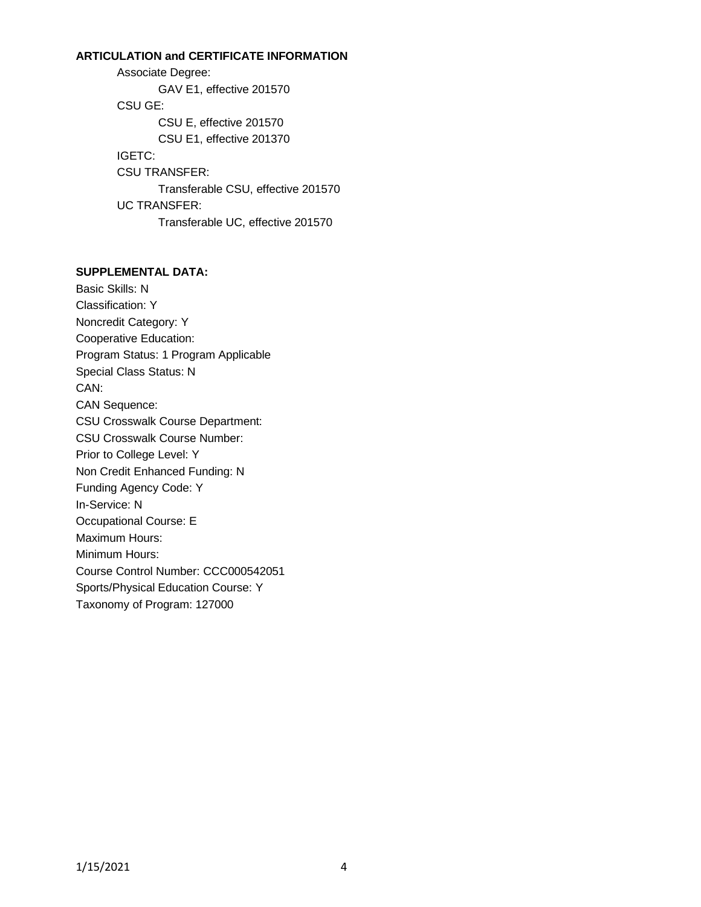**ARTICULATION and CERTIFICATE INFORMATION**

Associate Degree:

GAV E1, effective 201570

CSU GE:

CSU E, effective 201570

CSU E1, effective 201370

IGETC:

CSU TRANSFER:

Transferable CSU, effective 201570

UC TRANSFER:

Transferable UC, effective 201570

**SUPPLEMENTAL DATA:**

Basic Skills: N
Classification: Y
Noncredit Category: Y
Cooperative Education:
Program Status: 1 Program Applicable
Special Class Status: N
CAN:
CAN Sequence:
CSU Crosswalk Course Department:
CSU Crosswalk Course Number:
Prior to College Level: Y
Non Credit Enhanced Funding: N
Funding Agency Code: Y
In-Service: N
Occupational Course: E
Maximum Hours:
Minimum Hours:
Course Control Number: CCC000542051
Sports/Physical Education Course: Y
Taxonomy of Program: 127000